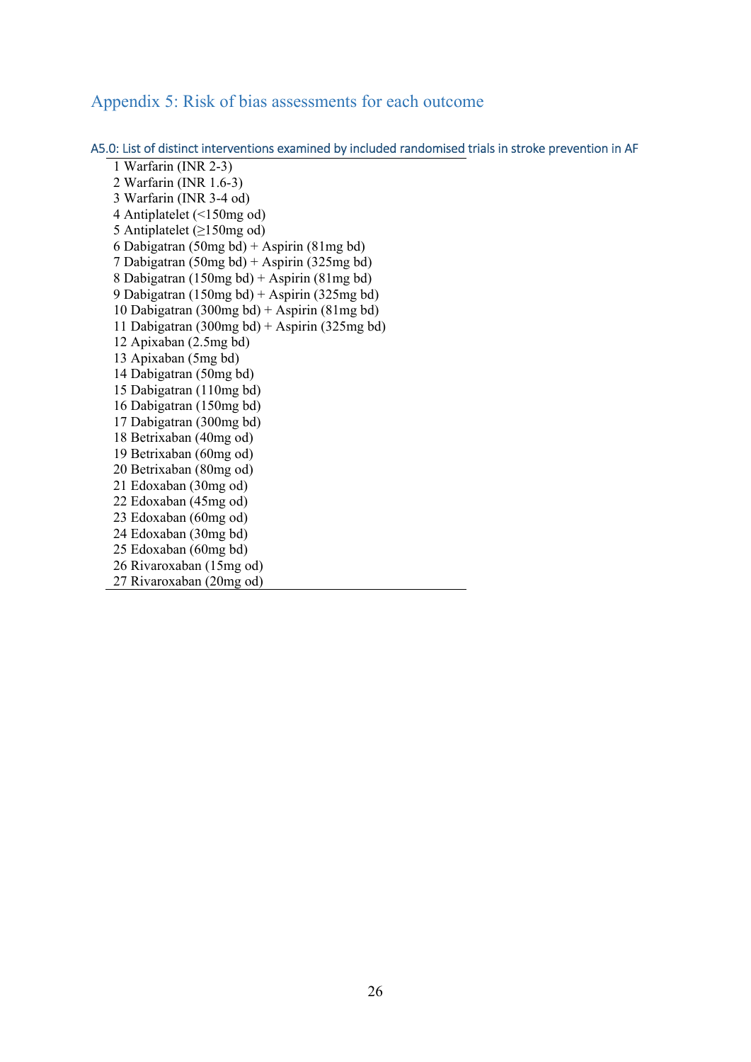# Appendix 5: Risk of bias assessments for each outcome

## A5.0: List of distinct interventions examined by included randomised trials in stroke prevention in AF

1 Warfarin (INR 2-3)  
2 Warfarin (INR 1.6-3)  
3 Warfarin (INR 3-4 od)  
4 Antiplatelet (<150mg od)  
5 Antiplatelet (≥150mg od)  
6 Dabigatran (50mg bd) + Aspirin (81mg bd)  
7 Dabigatran (50mg bd) + Aspirin (325mg bd)  
8 Dabigatran (150mg bd) + Aspirin (81mg bd)  
9 Dabigatran (150mg bd) + Aspirin (325mg bd)  
10 Dabigatran (300mg bd) + Aspirin (81mg bd)  
11 Dabigatran (300mg bd) + Aspirin (325mg bd)  
12 Apixaban (2.5mg bd)  
13 Apixaban (5mg bd)  
14 Dabigatran (50mg bd)  
15 Dabigatran (110mg bd)  
16 Dabigatran (150mg bd)  
17 Dabigatran (300mg bd)  
18 Betrixaban (40mg od)  
19 Betrixaban (60mg od)  
20 Betrixaban (80mg od)  
21 Edoxaban (30mg od)  
22 Edoxaban (45mg od)  
23 Edoxaban (60mg od)  
24 Edoxaban (30mg bd)  
25 Edoxaban (60mg bd)  
26 Rivaroxaban (15mg od)  
27 Rivaroxaban (20mg od)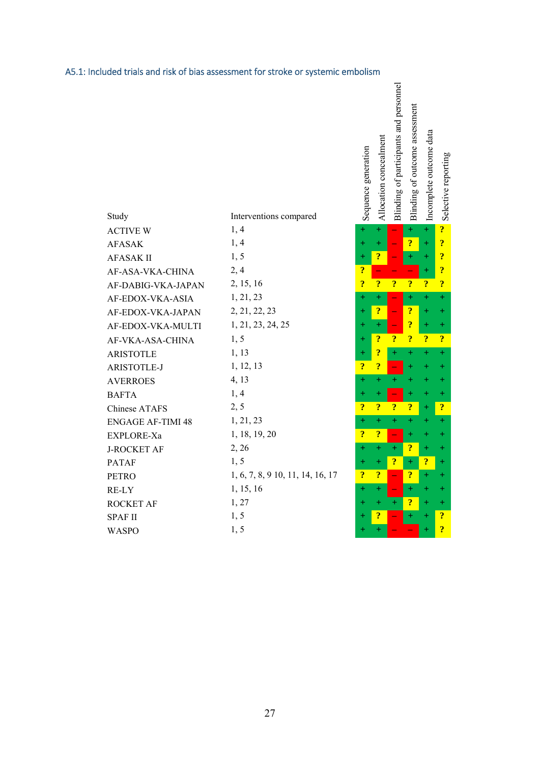### A5.1: Included trials and risk of bias assessment for stroke or systemic embolism

| Study | Interventions compared | Sequence generation | Allocation concealment | Blinding of participants and personnel | Blinding of outcome assessment | Incomplete outcome data | Selective reporting |
|---|---|---|---|---|---|---|---|
| ACTIVE W | 1, 4 | + | + | – | + | + | ? |
| AFASAK | 1, 4 | + | + | – | ? | + | ? |
| AFASAK II | 1, 5 | + | ? | – | + | + | ? |
| AF-ASA-VKA-CHINA | 2, 4 | ? | – | – | – | + | ? |
| AF-DABIG-VKA-JAPAN | 2, 15, 16 | ? | ? | ? | ? | ? | ? |
| AF-EDOX-VKA-ASIA | 1, 21, 23 | + | + | – | + | + | + |
| AF-EDOX-VKA-JAPAN | 2, 21, 22, 23 | + | ? | – | ? | + | + |
| AF-EDOX-VKA-MULTI | 1, 21, 23, 24, 25 | + | + | – | ? | + | + |
| AF-VKA-ASA-CHINA | 1, 5 | + | ? | ? | ? | ? | ? |
| ARISTOTLE | 1, 13 | + | ? | + | + | + | + |
| ARISTOTLE-J | 1, 12, 13 | ? | ? | – | + | + | + |
| AVERROES | 4, 13 | + | + | + | + | + | + |
| BAFTA | 1, 4 | + | + | – | + | + | + |
| Chinese ATAFS | 2, 5 | ? | ? | ? | ? | + | ? |
| ENGAGE AF-TIMI 48 | 1, 21, 23 | + | + | + | + | + | + |
| EXPLORE-Xa | 1, 18, 19, 20 | ? | ? | – | + | + | + |
| J-ROCKET AF | 2, 26 | + | + | + | ? | + | + |
| PATAF | 1, 5 | + | + | ? | + | ? | + |
| PETRO | 1, 6, 7, 8, 9 10, 11, 14, 16, 17 | ? | ? | – | ? | + | + |
| RE-LY | 1, 15, 16 | + | + | – | + | + | + |
| ROCKET AF | 1, 27 | + | + | + | ? | + | + |
| SPAF II | 1, 5 | + | ? | – | + | + | ? |
| WASPO | 1, 5 | + | + | – | – | + | ? |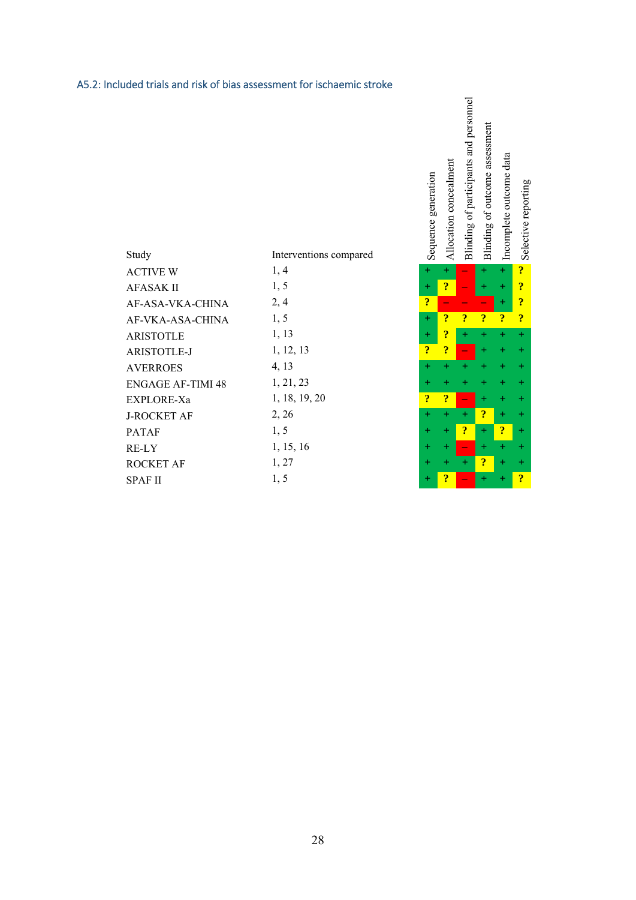### A5.2: Included trials and risk of bias assessment for ischaemic stroke

| Study | Interventions compared | Sequence generation | Allocation concealment | Blinding of participants and personnel | Blinding of outcome assessment | Incomplete outcome data | Selective reporting |
|---|---|---|---|---|---|---|---|
| ACTIVE W | 1, 4 | + | + | – | + | + | ? |
| AFASAK II | 1, 5 | + | ? | – | + | + | ? |
| AF-ASA-VKA-CHINA | 2, 4 | ? | – | – | – | + | ? |
| AF-VKA-ASA-CHINA | 1, 5 | + | ? | ? | ? | ? | ? |
| ARISTOTLE | 1, 13 | + | ? | + | + | + | + |
| ARISTOTLE-J | 1, 12, 13 | ? | ? | – | + | + | + |
| AVERROES | 4, 13 | + | + | + | + | + | + |
| ENGAGE AF-TIMI 48 | 1, 21, 23 | + | + | + | + | + | + |
| EXPLORE-Xa | 1, 18, 19, 20 | ? | ? | – | + | + | + |
| J-ROCKET AF | 2, 26 | + | + | + | ? | + | + |
| PATAF | 1, 5 | + | + | ? | + | ? | + |
| RE-LY | 1, 15, 16 | + | + | – | + | + | + |
| ROCKET AF | 1, 27 | + | + | + | ? | + | + |
| SPAF II | 1, 5 | + | ? | – | + | + | ? |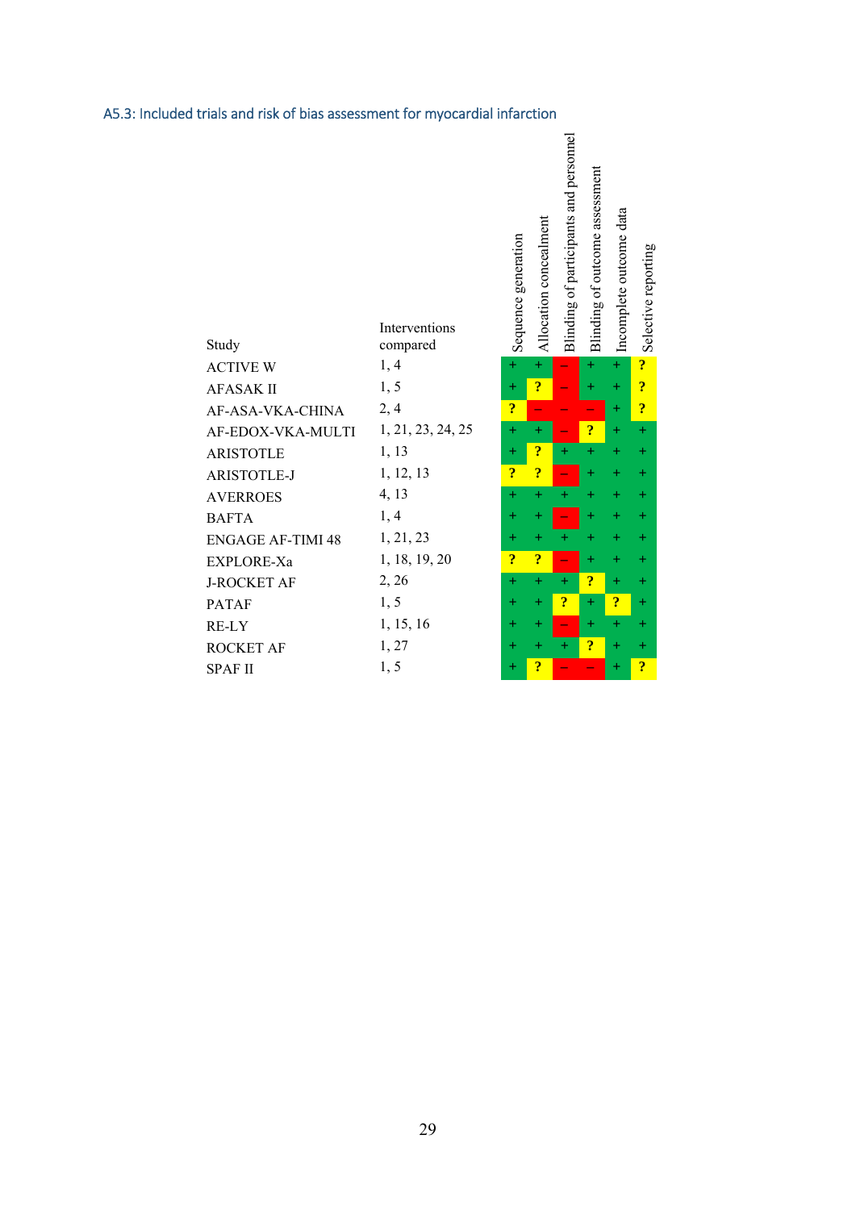### A5.3: Included trials and risk of bias assessment for myocardial infarction

| Study | Interventions compared | Sequence generation | Allocation concealment | Blinding of participants and personnel | Blinding of outcome assessment | Incomplete outcome data | Selective reporting |
|---|---|---|---|---|---|---|---|
| ACTIVE W | 1, 4 | + | + | – | + | + | ? |
| AFASAK II | 1, 5 | + | ? | – | + | + | ? |
| AF-ASA-VKA-CHINA | 2, 4 | ? | – | – | – | + | ? |
| AF-EDOX-VKA-MULTI | 1, 21, 23, 24, 25 | + | + | – | ? | + | + |
| ARISTOTLE | 1, 13 | + | ? | + | + | + | + |
| ARISTOTLE-J | 1, 12, 13 | ? | ? | – | + | + | + |
| AVERROES | 4, 13 | + | + | + | + | + | + |
| BAFTA | 1, 4 | + | + | – | + | + | + |
| ENGAGE AF-TIMI 48 | 1, 21, 23 | + | + | + | + | + | + |
| EXPLORE-Xa | 1, 18, 19, 20 | ? | ? | – | + | + | + |
| J-ROCKET AF | 2, 26 | + | + | + | ? | + | + |
| PATAF | 1, 5 | + | + | ? | + | ? | + |
| RE-LY | 1, 15, 16 | + | + | – | + | + | + |
| ROCKET AF | 1, 27 | + | + | + | ? | + | + |
| SPAF II | 1, 5 | + | ? | – | – | + | ? |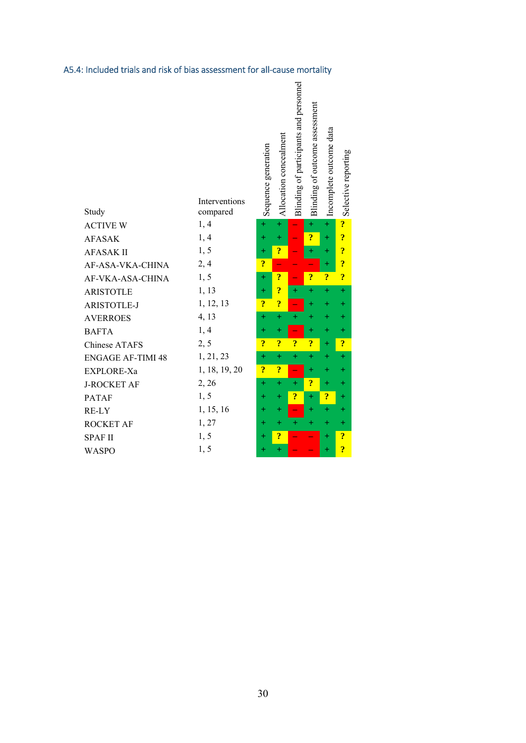### A5.4: Included trials and risk of bias assessment for all-cause mortality

| Study | Interventions compared | Sequence generation | Allocation concealment | Blinding of participants and personnel | Blinding of outcome assessment | Incomplete outcome data | Selective reporting |
|---|---|---|---|---|---|---|---|
| ACTIVE W | 1, 4 | + | + | – | + | + | ? |
| AFASAK | 1, 4 | + | + | – | ? | + | ? |
| AFASAK II | 1, 5 | + | ? | – | + | + | ? |
| AF-ASA-VKA-CHINA | 2, 4 | ? | – | – | – | + | ? |
| AF-VKA-ASA-CHINA | 1, 5 | + | ? | – | ? | ? | ? |
| ARISTOTLE | 1, 13 | + | ? | + | + | + | + |
| ARISTOTLE-J | 1, 12, 13 | ? | ? | – | + | + | + |
| AVERROES | 4, 13 | + | + | + | + | + | + |
| BAFTA | 1, 4 | + | + | – | + | + | + |
| Chinese ATAFS | 2, 5 | ? | ? | ? | ? | + | ? |
| ENGAGE AF-TIMI 48 | 1, 21, 23 | + | + | + | + | + | + |
| EXPLORE-Xa | 1, 18, 19, 20 | ? | ? | – | + | + | + |
| J-ROCKET AF | 2, 26 | + | + | + | ? | + | + |
| PATAF | 1, 5 | + | + | ? | + | ? | + |
| RE-LY | 1, 15, 16 | + | + | – | + | + | + |
| ROCKET AF | 1, 27 | + | + | + | + | + | + |
| SPAF II | 1, 5 | + | ? | – | – | + | ? |
| WASPO | 1, 5 | + | + | – | – | + | ? |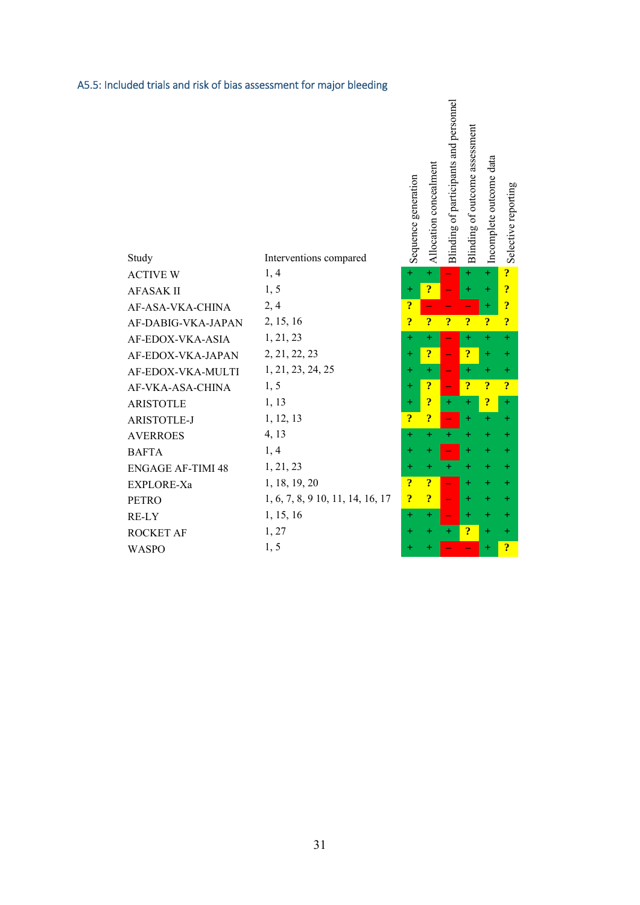### A5.5: Included trials and risk of bias assessment for major bleeding

| Study | Interventions compared | Sequence generation | Allocation concealment | Blinding of participants and personnel | Blinding of outcome assessment | Incomplete outcome data | Selective reporting |
|---|---|---|---|---|---|---|---|
| ACTIVE W | 1, 4 | + | + | – | + | + | ? |
| AFASAK II | 1, 5 | + | ? | – | + | + | ? |
| AF-ASA-VKA-CHINA | 2, 4 | ? | – | – | – | + | ? |
| AF-DABIG-VKA-JAPAN | 2, 15, 16 | ? | ? | ? | ? | ? | ? |
| AF-EDOX-VKA-ASIA | 1, 21, 23 | + | + | – | + | + | + |
| AF-EDOX-VKA-JAPAN | 2, 21, 22, 23 | + | ? | – | ? | + | + |
| AF-EDOX-VKA-MULTI | 1, 21, 23, 24, 25 | + | + | – | + | + | + |
| AF-VKA-ASA-CHINA | 1, 5 | + | ? | – | ? | ? | ? |
| ARISTOTLE | 1, 13 | + | ? | + | + | ? | + |
| ARISTOTLE-J | 1, 12, 13 | ? | ? | – | + | + | + |
| AVERROES | 4, 13 | + | + | + | + | + | + |
| BAFTA | 1, 4 | + | + | – | + | + | + |
| ENGAGE AF-TIMI 48 | 1, 21, 23 | + | + | + | + | + | + |
| EXPLORE-Xa | 1, 18, 19, 20 | ? | ? | – | + | + | + |
| PETRO | 1, 6, 7, 8, 9 10, 11, 14, 16, 17 | ? | ? | – | + | + | + |
| RE-LY | 1, 15, 16 | + | + | – | + | + | + |
| ROCKET AF | 1, 27 | + | + | + | ? | + | + |
| WASPO | 1, 5 | + | + | – | – | + | ? |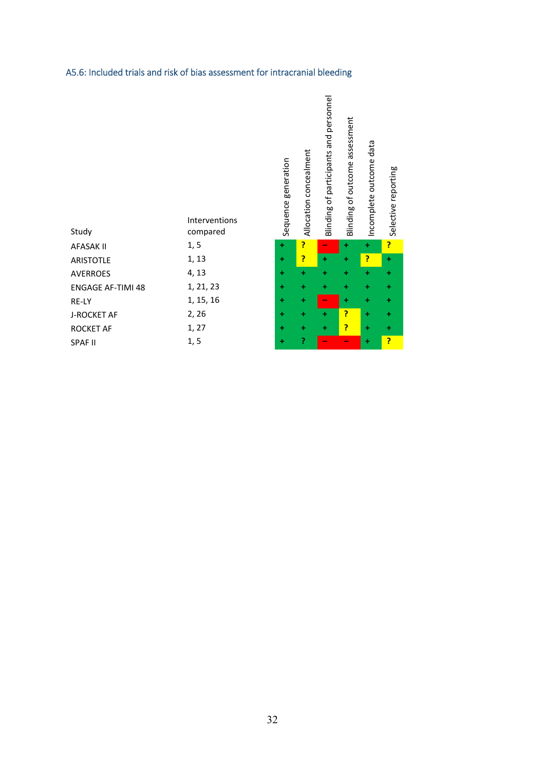### A5.6: Included trials and risk of bias assessment for intracranial bleeding

| Study | Interventions compared | Sequence generation | Allocation concealment | Blinding of participants and personnel | Blinding of outcome assessment | Incomplete outcome data | Selective reporting |
|---|---|---|---|---|---|---|---|
| AFASAK II | 1, 5 | + | ? | – | + | + | ? |
| ARISTOTLE | 1, 13 | + | ? | + | + | ? | + |
| AVERROES | 4, 13 | + | + | + | + | + | + |
| ENGAGE AF-TIMI 48 | 1, 21, 23 | + | + | + | + | + | + |
| RE-LY | 1, 15, 16 | + | + | – | + | + | + |
| J-ROCKET AF | 2, 26 | + | + | + | ? | + | + |
| ROCKET AF | 1, 27 | + | + | + | ? | + | + |
| SPAF II | 1, 5 | + | ? | – | – | + | ? |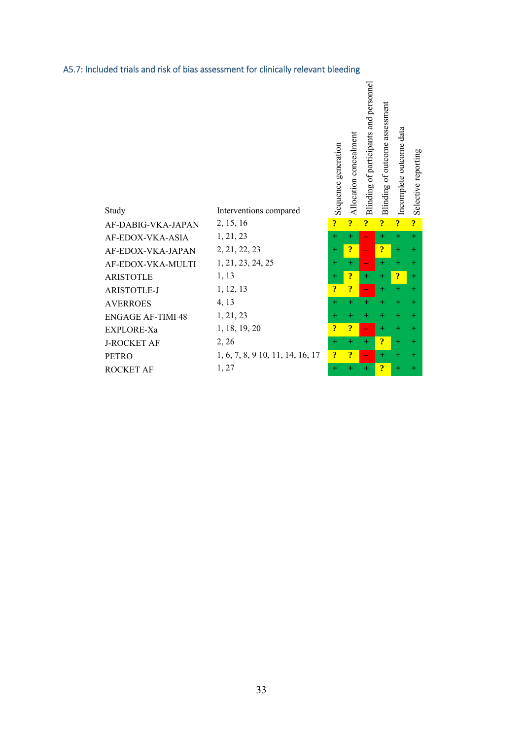### A5.7: Included trials and risk of bias assessment for clinically relevant bleeding

| Study | Interventions compared | Sequence generation | Allocation concealment | Blinding of participants and personnel | Blinding of outcome assessment | Incomplete outcome data | Selective reporting |
|---|---|---|---|---|---|---|---|
| AF-DABIG-VKA-JAPAN | 2, 15, 16 | ? | ? | ? | ? | ? | ? |
| AF-EDOX-VKA-ASIA | 1, 21, 23 | + | + | – | + | + | + |
| AF-EDOX-VKA-JAPAN | 2, 21, 22, 23 | + | ? | – | ? | + | + |
| AF-EDOX-VKA-MULTI | 1, 21, 23, 24, 25 | + | + | – | + | + | + |
| ARISTOTLE | 1, 13 | + | ? | + | + | ? | + |
| ARISTOTLE-J | 1, 12, 13 | ? | ? | – | + | + | + |
| AVERROES | 4, 13 | + | + | + | + | + | + |
| ENGAGE AF-TIMI 48 | 1, 21, 23 | + | + | + | + | + | + |
| EXPLORE-Xa | 1, 18, 19, 20 | ? | ? | – | + | + | + |
| J-ROCKET AF | 2, 26 | + | + | + | ? | + | + |
| PETRO | 1, 6, 7, 8, 9 10, 11, 14, 16, 17 | ? | ? | – | + | + | + |
| ROCKET AF | 1, 27 | + | + | + | ? | + | + |